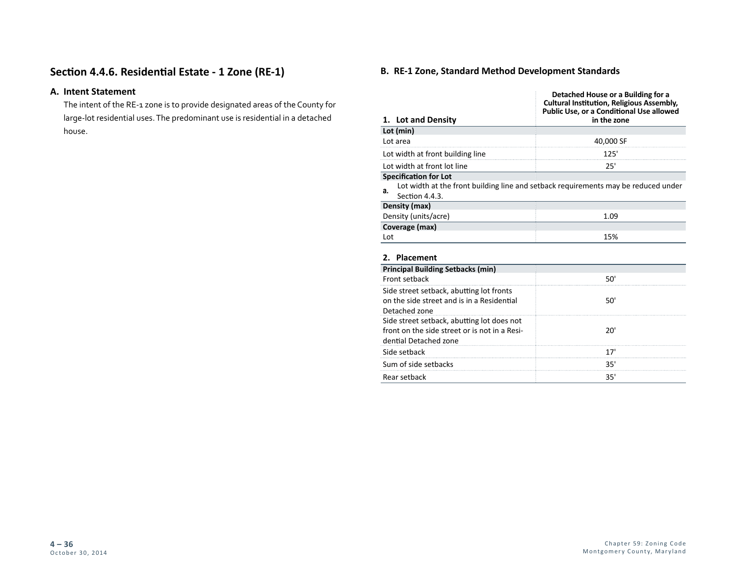## Section 4.4.6. Residential Estate - 1 Zone (RE-1)

### A. Intent Statement

The intent of the RE-1 zone is to provide designated areas of the County for large-lot residential uses. The predominant use is residential in a detached house.

### B. RE-1 Zone, Standard Method Development Standards

| 1. Lot and Density | Detached House or a Building for a Cultural Institution, Religious Assembly, Public Use, or a Conditional Use allowed in the zone |
|---|---|
| **Lot (min)** | |
| Lot area | 40,000 SF |
| Lot width at front building line | 125' |
| Lot width at front lot line | 25' |
| **Specification for Lot** | |
| **a.** Lot width at the front building line and setback requirements may be reduced under Section 4.4.3. | |
| **Density (max)** | |
| Density (units/acre) | 1.09 |
| **Coverage (max)** | |
| Lot | 15% |

| 2. Placement | |
|---|---|
| **Principal Building Setbacks (min)** | |
| Front setback | 50' |
| Side street setback, abutting lot fronts on the side street and is in a Residential Detached zone | 50' |
| Side street setback, abutting lot does not front on the side street or is not in a Residential Detached zone | 20' |
| Side setback | 17' |
| Sum of side setbacks | 35' |
| Rear setback | 35' |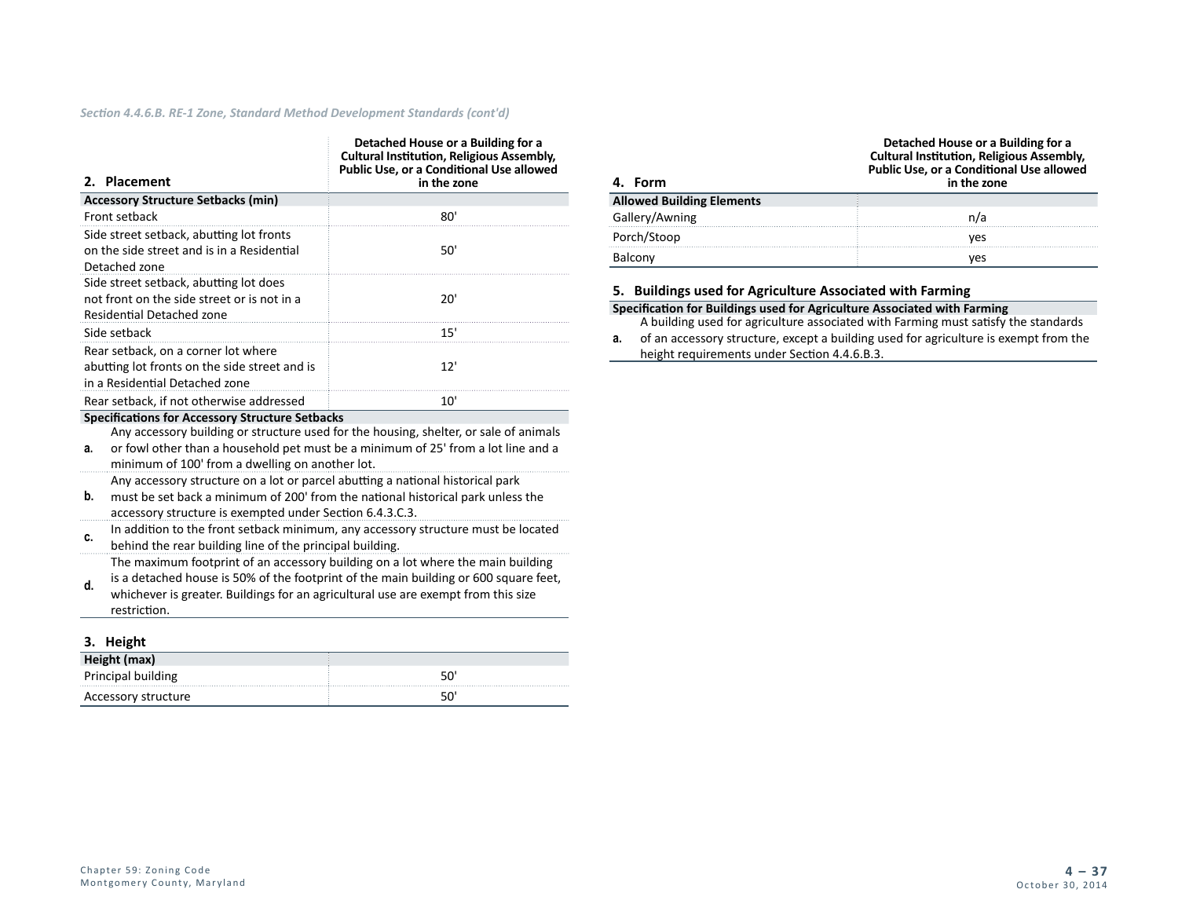*Section 4.4.6.B. RE-1 Zone, Standard Method Development Standards (cont'd)*

| 2. Placement | Detached House or a Building for a Cultural Institution, Religious Assembly, Public Use, or a Conditional Use allowed in the zone |
|---|---|
| **Accessory Structure Setbacks (min)** | |
| Front setback | 80' |
| Side street setback, abutting lot fronts on the side street and is in a Residential Detached zone | 50' |
| Side street setback, abutting lot does not front on the side street or is not in a Residential Detached zone | 20' |
| Side setback | 15' |
| Rear setback, on a corner lot where abutting lot fronts on the side street and is in a Residential Detached zone | 12' |
| Rear setback, if not otherwise addressed | 10' |

**Specifications for Accessory Structure Setbacks**

**a.** Any accessory building or structure used for the housing, shelter, or sale of animals or fowl other than a household pet must be a minimum of 25' from a lot line and a minimum of 100' from a dwelling on another lot.

**b.** Any accessory structure on a lot or parcel abutting a national historical park must be set back a minimum of 200' from the national historical park unless the accessory structure is exempted under Section 6.4.3.C.3.

**c.** In addition to the front setback minimum, any accessory structure must be located behind the rear building line of the principal building.

**d.** The maximum footprint of an accessory building on a lot where the main building is a detached house is 50% of the footprint of the main building or 600 square feet, whichever is greater. Buildings for an agricultural use are exempt from this size restriction.

| 3. Height | |
|---|---|
| **Height (max)** | |
| Principal building | 50' |
| Accessory structure | 50' |

| 4. Form | Detached House or a Building for a Cultural Institution, Religious Assembly, Public Use, or a Conditional Use allowed in the zone |
|---|---|
| **Allowed Building Elements** | |
| Gallery/Awning | n/a |
| Porch/Stoop | yes |
| Balcony | yes |

### 5. Buildings used for Agriculture Associated with Farming

**Specification for Buildings used for Agriculture Associated with Farming**

**a.** A building used for agriculture associated with Farming must satisfy the standards of an accessory structure, except a building used for agriculture is exempt from the height requirements under Section 4.4.6.B.3.